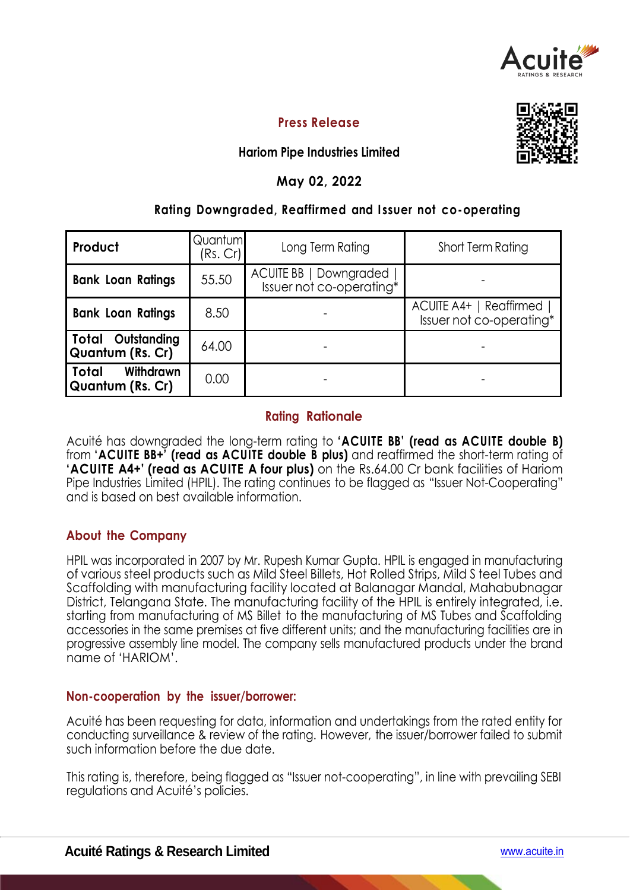## Press Release

**Hariom Pipe Industries Limited**

**May 02, 2022**

**Rating Downgraded, Reaffirmed and Issuer not co-operating**

| **Product** | Quantum (Rs. Cr) | Long Term Rating | Short Term Rating |
|---|---|---|---|
| **Bank Loan Ratings** | 55.50 | ACUITE BB \| Downgraded \| Issuer not co-operating* | - |
| **Bank Loan Ratings** | 8.50 | - | ACUITE A4+ \| Reaffirmed \| Issuer not co-operating* |
| **Total Outstanding Quantum (Rs. Cr)** | 64.00 | - | - |
| **Total Withdrawn Quantum (Rs. Cr)** | 0.00 | - | - |

## Rating Rationale

Acuité has downgraded the long-term rating to **'ACUITE BB' (read as ACUITE double B)** from **'ACUITE BB+' (read as ACUITE double B plus)** and reaffirmed the short-term rating of **'ACUITE A4+' (read as ACUITE A four plus)** on the Rs.64.00 Cr bank facilities of Hariom Pipe Industries Limited (HPIL). The rating continues to be flagged as "Issuer Not-Cooperating" and is based on best available information.

## About the Company

HPIL was incorporated in 2007 by Mr. Rupesh Kumar Gupta. HPIL is engaged in manufacturing of various steel products such as Mild Steel Billets, Hot Rolled Strips, Mild S teel Tubes and Scaffolding with manufacturing facility located at Balanagar Mandal, Mahabubnagar District, Telangana State. The manufacturing facility of the HPIL is entirely integrated, i.e. starting from manufacturing of MS Billet to the manufacturing of MS Tubes and Scaffolding accessories in the same premises at five different units; and the manufacturing facilities are in progressive assembly line model. The company sells manufactured products under the brand name of 'HARIOM'.

## Non-cooperation by the issuer/borrower:

Acuité has been requesting for data, information and undertakings from the rated entity for conducting surveillance & review of the rating. However, the issuer/borrower failed to submit such information before the due date.

This rating is, therefore, being flagged as "Issuer not-cooperating", in line with prevailing SEBI regulations and Acuité's policies.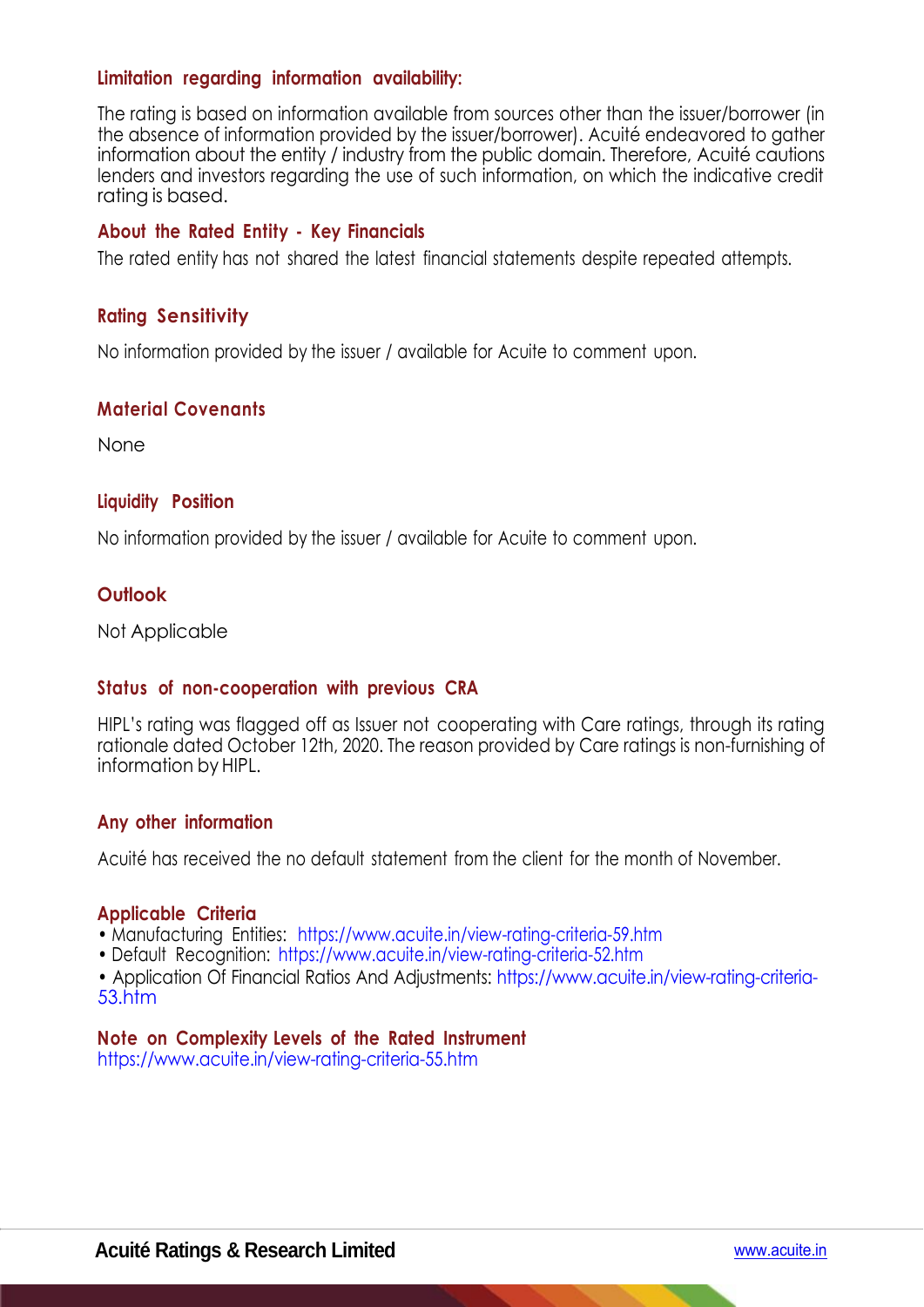### Limitation regarding information availability:

The rating is based on information available from sources other than the issuer/borrower (in the absence of information provided by the issuer/borrower). Acuité endeavored to gather information about the entity / industry from the public domain. Therefore, Acuité cautions lenders and investors regarding the use of such information, on which the indicative credit rating is based.

### About the Rated Entity - Key Financials

The rated entity has not shared the latest financial statements despite repeated attempts.

### Rating Sensitivity

No information provided by the issuer / available for Acuite to comment upon.

### Material Covenants

None

### Liquidity Position

No information provided by the issuer / available for Acuite to comment upon.

### Outlook

Not Applicable

### Status of non-cooperation with previous CRA

HIPL's rating was flagged off as Issuer not cooperating with Care ratings, through its rating rationale dated October 12th, 2020. The reason provided by Care ratings is non-furnishing of information by HIPL.

### Any other information

Acuité has received the no default statement from the client for the month of November.

### Applicable Criteria

- Manufacturing Entities: https://www.acuite.in/view-rating-criteria-59.htm
- Default Recognition: https://www.acuite.in/view-rating-criteria-52.htm
- Application Of Financial Ratios And Adjustments: https://www.acuite.in/view-rating-criteria-53.htm

### Note on Complexity Levels of the Rated Instrument

https://www.acuite.in/view-rating-criteria-55.htm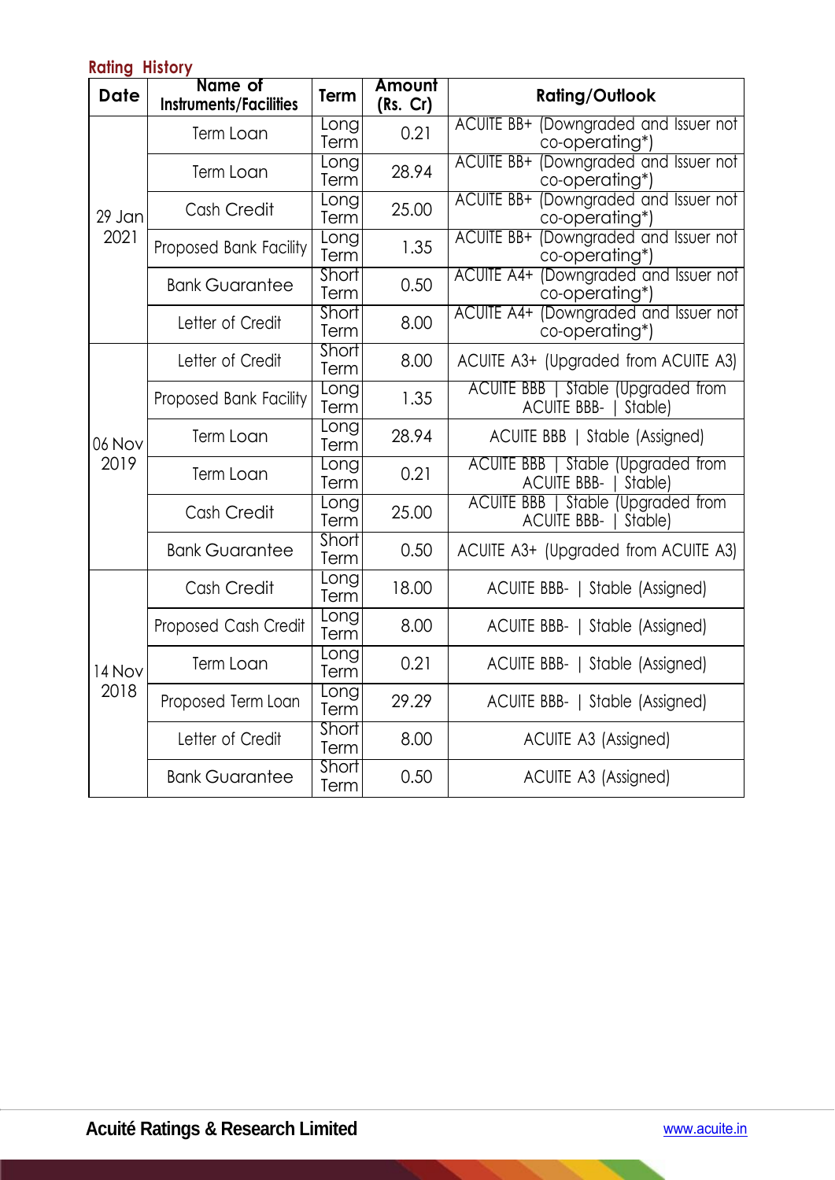## Rating History

| Date | Name of Instruments/Facilities | Term | Amount (Rs. Cr) | Rating/Outlook |
|---|---|---|---|---|
| 29 Jan 2021 | Term Loan | Long Term | 0.21 | ACUITE BB+ (Downgraded and Issuer not co-operating*) |
| | Term Loan | Long Term | 28.94 | ACUITE BB+ (Downgraded and Issuer not co-operating*) |
| | Cash Credit | Long Term | 25.00 | ACUITE BB+ (Downgraded and Issuer not co-operating*) |
| | Proposed Bank Facility | Long Term | 1.35 | ACUITE BB+ (Downgraded and Issuer not co-operating*) |
| | Bank Guarantee | Short Term | 0.50 | ACUITE A4+ (Downgraded and Issuer not co-operating*) |
| | Letter of Credit | Short Term | 8.00 | ACUITE A4+ (Downgraded and Issuer not co-operating*) |
| 06 Nov 2019 | Letter of Credit | Short Term | 8.00 | ACUITE A3+ (Upgraded from ACUITE A3) |
| | Proposed Bank Facility | Long Term | 1.35 | ACUITE BBB \| Stable (Upgraded from ACUITE BBB- \| Stable) |
| | Term Loan | Long Term | 28.94 | ACUITE BBB \| Stable (Assigned) |
| | Term Loan | Long Term | 0.21 | ACUITE BBB \| Stable (Upgraded from ACUITE BBB- \| Stable) |
| | Cash Credit | Long Term | 25.00 | ACUITE BBB \| Stable (Upgraded from ACUITE BBB- \| Stable) |
| | Bank Guarantee | Short Term | 0.50 | ACUITE A3+ (Upgraded from ACUITE A3) |
| 14 Nov 2018 | Cash Credit | Long Term | 18.00 | ACUITE BBB- \| Stable (Assigned) |
| | Proposed Cash Credit | Long Term | 8.00 | ACUITE BBB- \| Stable (Assigned) |
| | Term Loan | Long Term | 0.21 | ACUITE BBB- \| Stable (Assigned) |
| | Proposed Term Loan | Long Term | 29.29 | ACUITE BBB- \| Stable (Assigned) |
| | Letter of Credit | Short Term | 8.00 | ACUITE A3 (Assigned) |
| | Bank Guarantee | Short Term | 0.50 | ACUITE A3 (Assigned) |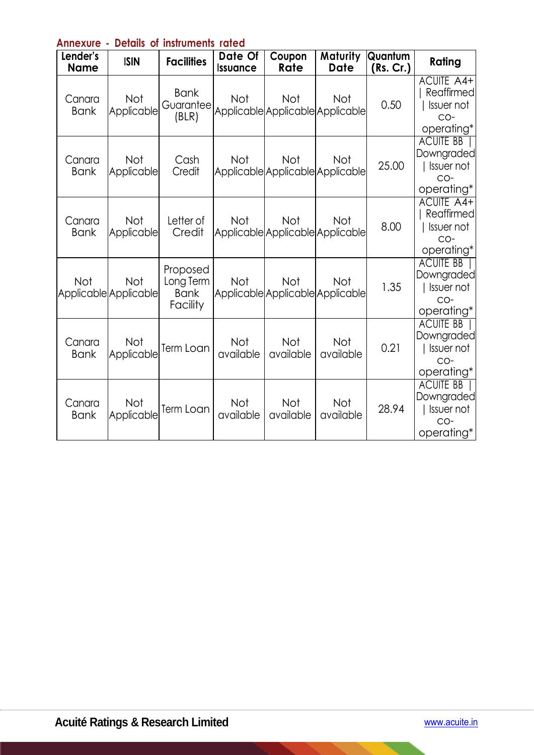## Annexure - Details of instruments rated

| Lender's Name | ISIN | Facilities | Date Of Issuance | Coupon Rate | Maturity Date | Quantum (Rs. Cr.) | Rating |
|---|---|---|---|---|---|---|---|
| Canara Bank | Not Applicable | Bank Guarantee (BLR) | Not Applicable | Not Applicable | Not Applicable | 0.50 | ACUITE A4+ \| Reaffirmed \| Issuer not co-operating* |
| Canara Bank | Not Applicable | Cash Credit | Not Applicable | Not Applicable | Not Applicable | 25.00 | ACUITE BB \| Downgraded \| Issuer not co-operating* |
| Canara Bank | Not Applicable | Letter of Credit | Not Applicable | Not Applicable | Not Applicable | 8.00 | ACUITE A4+ \| Reaffirmed \| Issuer not co-operating* |
| Not Applicable | Not Applicable | Proposed Long Term Bank Facility | Not Applicable | Not Applicable | Not Applicable | 1.35 | ACUITE BB \| Downgraded \| Issuer not co-operating* |
| Canara Bank | Not Applicable | Term Loan | Not available | Not available | Not available | 0.21 | ACUITE BB \| Downgraded \| Issuer not co-operating* |
| Canara Bank | Not Applicable | Term Loan | Not available | Not available | Not available | 28.94 | ACUITE BB \| Downgraded \| Issuer not co-operating* |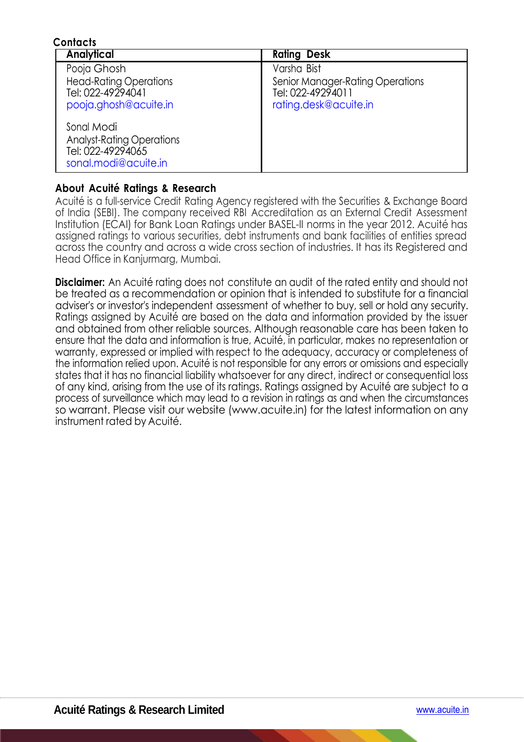**Contacts**

| Analytical | Rating Desk |
| --- | --- |
| Pooja Ghosh<br>Head-Rating Operations<br>Tel: 022-49294041<br>pooja.ghosh@acuite.in<br><br>Sonal Modi<br>Analyst-Rating Operations<br>Tel: 022-49294065<br>sonal.modi@acuite.in | Varsha Bist<br>Senior Manager-Rating Operations<br>Tel: 022-49294011<br>rating.desk@acuite.in |

**About Acuité Ratings & Research**

Acuité is a full-service Credit Rating Agency registered with the Securities & Exchange Board of India (SEBI). The company received RBI Accreditation as an External Credit Assessment Institution (ECAI) for Bank Loan Ratings under BASEL-II norms in the year 2012. Acuité has assigned ratings to various securities, debt instruments and bank facilities of entities spread across the country and across a wide cross section of industries. It has its Registered and Head Office in Kanjurmarg, Mumbai.

**Disclaimer:** An Acuité rating does not constitute an audit of the rated entity and should not be treated as a recommendation or opinion that is intended to substitute for a financial adviser's or investor's independent assessment of whether to buy, sell or hold any security. Ratings assigned by Acuité are based on the data and information provided by the issuer and obtained from other reliable sources. Although reasonable care has been taken to ensure that the data and information is true, Acuité, in particular, makes no representation or warranty, expressed or implied with respect to the adequacy, accuracy or completeness of the information relied upon. Acuité is not responsible for any errors or omissions and especially states that it has no financial liability whatsoever for any direct, indirect or consequential loss of any kind, arising from the use of its ratings. Ratings assigned by Acuité are subject to a process of surveillance which may lead to a revision in ratings as and when the circumstances so warrant. Please visit our website (www.acuite.in) for the latest information on any instrument rated by Acuité.